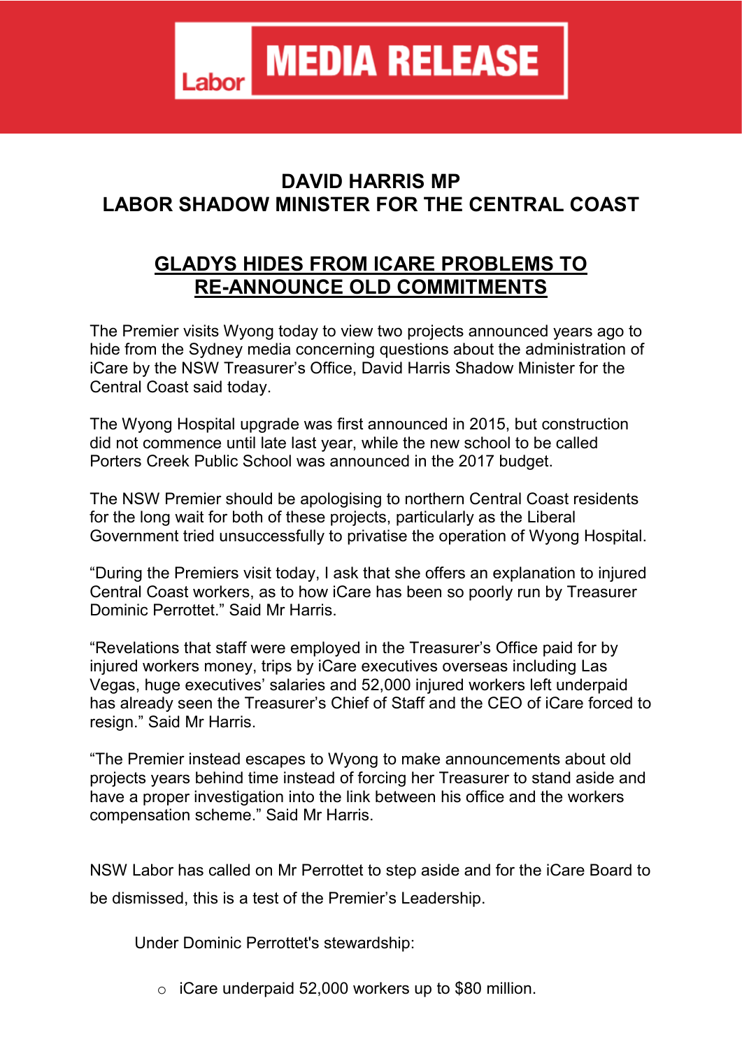Labor **MEDIA RELEASE**

## DAVID HARRIS MP
## LABOR SHADOW MINISTER FOR THE CENTRAL COAST

## GLADYS HIDES FROM ICARE PROBLEMS TO RE-ANNOUNCE OLD COMMITMENTS

The Premier visits Wyong today to view two projects announced years ago to hide from the Sydney media concerning questions about the administration of iCare by the NSW Treasurer's Office, David Harris Shadow Minister for the Central Coast said today.

The Wyong Hospital upgrade was first announced in 2015, but construction did not commence until late last year, while the new school to be called Porters Creek Public School was announced in the 2017 budget.

The NSW Premier should be apologising to northern Central Coast residents for the long wait for both of these projects, particularly as the Liberal Government tried unsuccessfully to privatise the operation of Wyong Hospital.

"During the Premiers visit today, I ask that she offers an explanation to injured Central Coast workers, as to how iCare has been so poorly run by Treasurer Dominic Perrottet." Said Mr Harris.

"Revelations that staff were employed in the Treasurer's Office paid for by injured workers money, trips by iCare executives overseas including Las Vegas, huge executives' salaries and 52,000 injured workers left underpaid has already seen the Treasurer's Chief of Staff and the CEO of iCare forced to resign." Said Mr Harris.

"The Premier instead escapes to Wyong to make announcements about old projects years behind time instead of forcing her Treasurer to stand aside and have a proper investigation into the link between his office and the workers compensation scheme." Said Mr Harris.

NSW Labor has called on Mr Perrottet to step aside and for the iCare Board to be dismissed, this is a test of the Premier's Leadership.

Under Dominic Perrottet's stewardship:

- iCare underpaid 52,000 workers up to $80 million.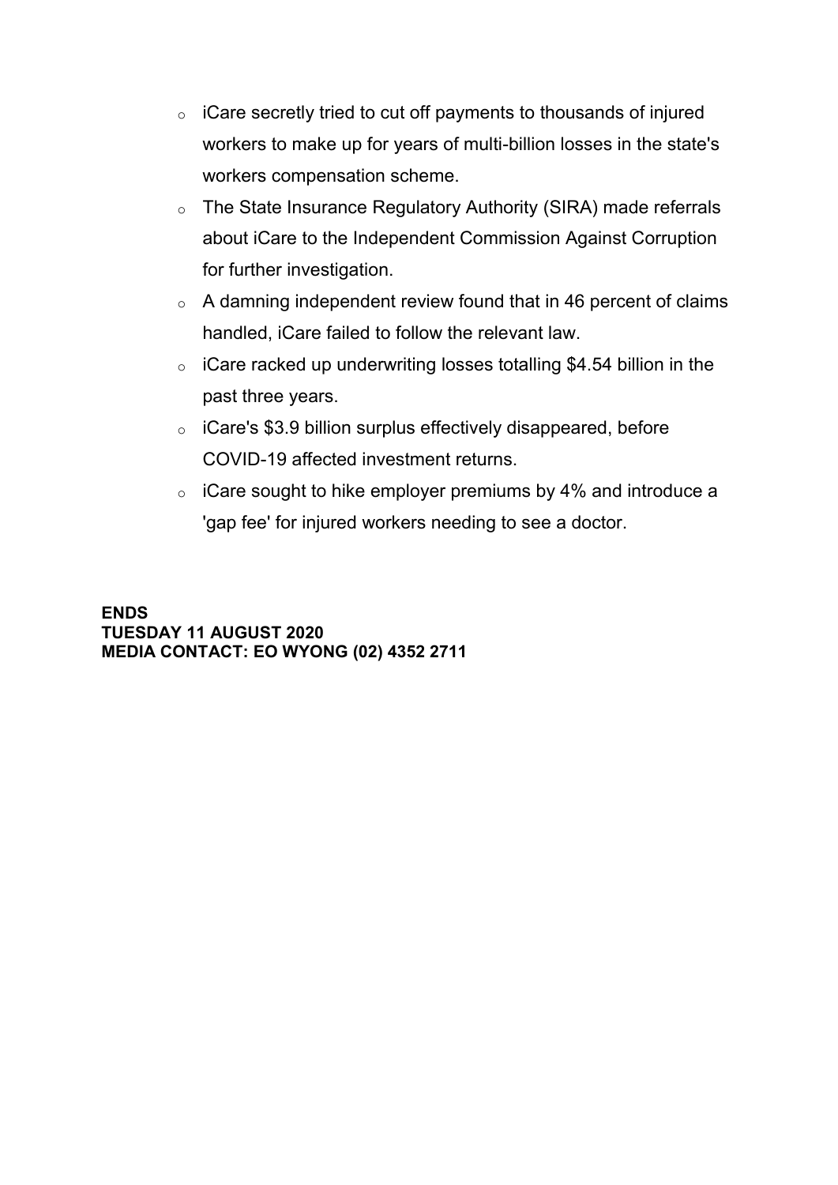- iCare secretly tried to cut off payments to thousands of injured workers to make up for years of multi-billion losses in the state's workers compensation scheme.
- The State Insurance Regulatory Authority (SIRA) made referrals about iCare to the Independent Commission Against Corruption for further investigation.
- A damning independent review found that in 46 percent of claims handled, iCare failed to follow the relevant law.
- iCare racked up underwriting losses totalling $4.54 billion in the past three years.
- iCare's $3.9 billion surplus effectively disappeared, before COVID-19 affected investment returns.
- iCare sought to hike employer premiums by 4% and introduce a 'gap fee' for injured workers needing to see a doctor.

**ENDS**
**TUESDAY 11 AUGUST 2020**
**MEDIA CONTACT: EO WYONG (02) 4352 2711**